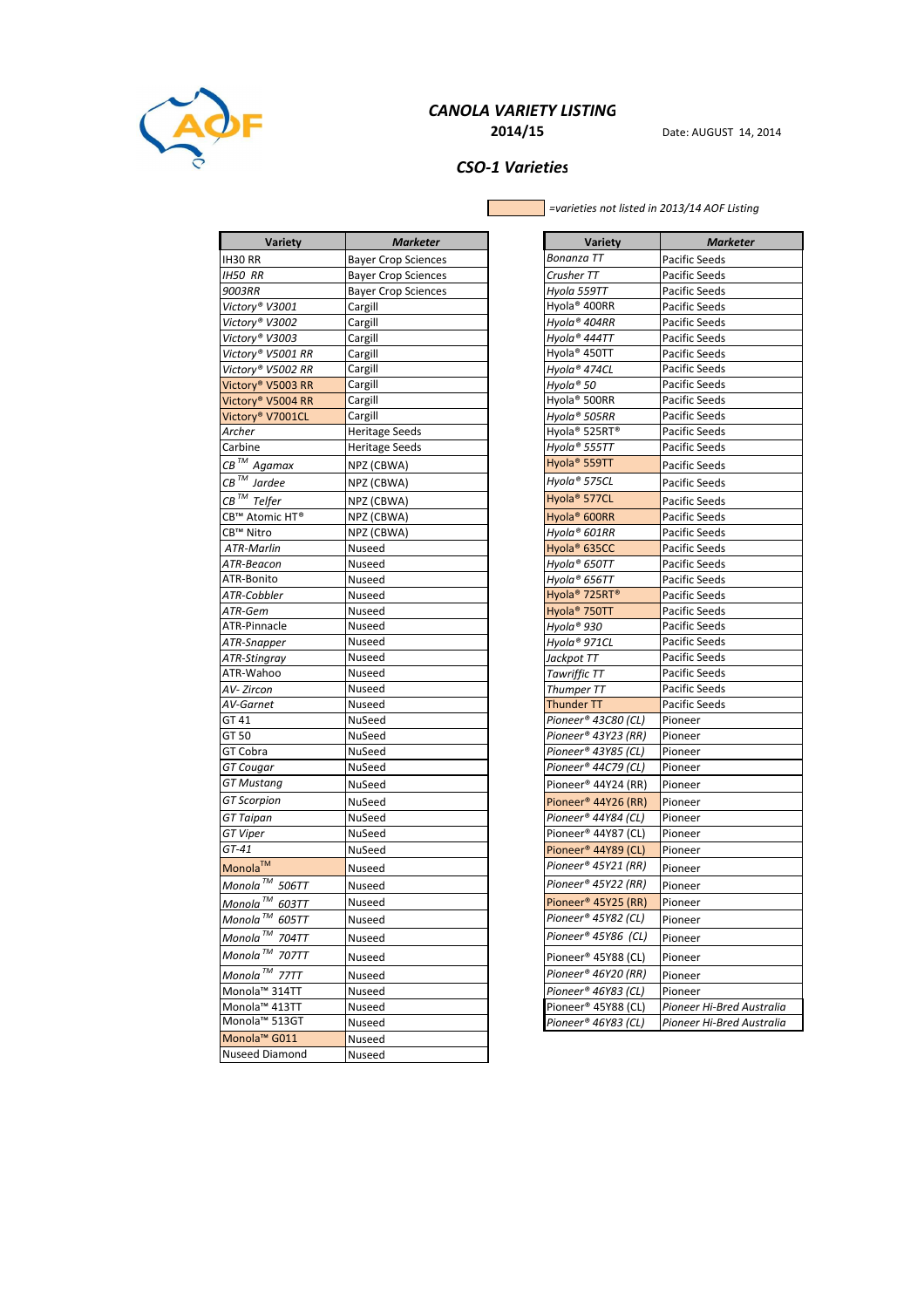# *CANOLA VARIETY LISTING*

**2014/15**

Date: AUGUST 14, 2014

## *CSO-1 Varieties*

*=varieties not listed in 2013/14 AOF Listing*

| Variety | *Marketer* |
|---|---|
| IH30 RR | Bayer Crop Sciences |
| *IH50 RR* | Bayer Crop Sciences |
| *9003RR* | Bayer Crop Sciences |
| *Victory® V3001* | Cargill |
| *Victory® V3002* | Cargill |
| *Victory® V3003* | Cargill |
| *Victory® V5001 RR* | Cargill |
| *Victory® V5002 RR* | Cargill |
| Victory® V5003 RR | Cargill |
| Victory® V5004 RR | Cargill |
| Victory® V7001CL | Cargill |
| *Archer* | Heritage Seeds |
| Carbine | Heritage Seeds |
| *CB™ Agamax* | NPZ (CBWA) |
| *CB™ Jardee* | NPZ (CBWA) |
| *CB™ Telfer* | NPZ (CBWA) |
| CB™ Atomic HT® | NPZ (CBWA) |
| CB™ Nitro | NPZ (CBWA) |
| *ATR-Marlin* | Nuseed |
| *ATR-Beacon* | Nuseed |
| ATR-Bonito | Nuseed |
| *ATR-Cobbler* | Nuseed |
| *ATR-Gem* | Nuseed |
| ATR-Pinnacle | Nuseed |
| *ATR-Snapper* | Nuseed |
| *ATR-Stingray* | Nuseed |
| ATR-Wahoo | Nuseed |
| *AV- Zircon* | Nuseed |
| *AV-Garnet* | Nuseed |
| GT 41 | NuSeed |
| GT 50 | NuSeed |
| GT Cobra | NuSeed |
| *GT Cougar* | NuSeed |
| *GT Mustang* | NuSeed |
| *GT Scorpion* | NuSeed |
| *GT Taipan* | NuSeed |
| *GT Viper* | NuSeed |
| *GT-41* | NuSeed |
| Monola™ | Nuseed |
| *Monola™ 506TT* | Nuseed |
| *Monola™ 603TT* | Nuseed |
| *Monola™ 605TT* | Nuseed |
| *Monola™ 704TT* | Nuseed |
| *Monola™ 707TT* | Nuseed |
| *Monola™ 77TT* | Nuseed |
| Monola™ 314TT | Nuseed |
| Monola™ 413TT | Nuseed |
| Monola™ 513GT | Nuseed |
| Monola™ G011 | Nuseed |
| Nuseed Diamond | Nuseed |
| *Bonanza TT* | Pacific Seeds |
| *Crusher TT* | Pacific Seeds |
| *Hyola 559TT* | Pacific Seeds |
| Hyola® 400RR | Pacific Seeds |
| *Hyola® 404RR* | Pacific Seeds |
| *Hyola® 444TT* | Pacific Seeds |
| Hyola® 450TT | Pacific Seeds |
| *Hyola® 474CL* | Pacific Seeds |
| *Hyola® 50* | Pacific Seeds |
| Hyola® 500RR | Pacific Seeds |
| *Hyola® 505RR* | Pacific Seeds |
| Hyola® 525RT® | Pacific Seeds |
| *Hyola® 555TT* | Pacific Seeds |
| Hyola® 559TT | Pacific Seeds |
| *Hyola® 575CL* | Pacific Seeds |
| Hyola® 577CL | Pacific Seeds |
| Hyola® 600RR | Pacific Seeds |
| *Hyola® 601RR* | Pacific Seeds |
| Hyola® 635CC | Pacific Seeds |
| *Hyola® 650TT* | Pacific Seeds |
| *Hyola® 656TT* | Pacific Seeds |
| Hyola® 725RT® | Pacific Seeds |
| Hyola® 750TT | Pacific Seeds |
| *Hyola® 930* | Pacific Seeds |
| *Hyola® 971CL* | Pacific Seeds |
| *Jackpot TT* | Pacific Seeds |
| *Tawriffic TT* | Pacific Seeds |
| *Thumper TT* | Pacific Seeds |
| Thunder TT | Pacific Seeds |
| *Pioneer® 43C80 (CL)* | Pioneer |
| *Pioneer® 43Y23 (RR)* | Pioneer |
| *Pioneer® 43Y85 (CL)* | Pioneer |
| *Pioneer® 44C79 (CL)* | Pioneer |
| Pioneer® 44Y24 (RR) | Pioneer |
| Pioneer® 44Y26 (RR) | Pioneer |
| *Pioneer® 44Y84 (CL)* | Pioneer |
| Pioneer® 44Y87 (CL) | Pioneer |
| Pioneer® 44Y89 (CL) | Pioneer |
| *Pioneer® 45Y21 (RR)* | Pioneer |
| *Pioneer® 45Y22 (RR)* | Pioneer |
| Pioneer® 45Y25 (RR) | Pioneer |
| *Pioneer® 45Y82 (CL)* | Pioneer |
| *Pioneer® 45Y86 (CL)* | Pioneer |
| Pioneer® 45Y88 (CL) | Pioneer |
| *Pioneer® 46Y20 (RR)* | Pioneer |
| *Pioneer® 46Y83 (CL)* | Pioneer |
| Pioneer® 45Y88 (CL) | *Pioneer Hi-Bred Australia* |
| *Pioneer® 46Y83 (CL)* | *Pioneer Hi-Bred Australia* |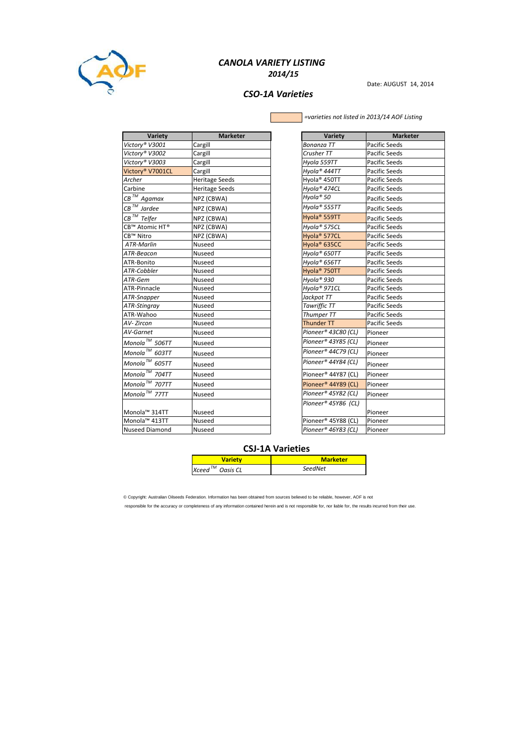# CANOLA VARIETY LISTING

## 2014/15

Date: AUGUST 14, 2014

## CSO-1A Varieties

=varieties not listed in 2013/14 AOF Listing

| Variety | Marketer |
|---|---|
| *Victory® V3001* | Cargill |
| *Victory® V3002* | Cargill |
| *Victory® V3003* | Cargill |
| Victory® V7001CL | Cargill |
| *Archer* | Heritage Seeds |
| Carbine | Heritage Seeds |
| *CB™ Agamax* | NPZ (CBWA) |
| *CB™ Jardee* | NPZ (CBWA) |
| *CB™ Telfer* | NPZ (CBWA) |
| CB™ Atomic HT® | NPZ (CBWA) |
| CB™ Nitro | NPZ (CBWA) |
| *ATR-Marlin* | Nuseed |
| *ATR-Beacon* | Nuseed |
| ATR-Bonito | Nuseed |
| *ATR-Cobbler* | Nuseed |
| *ATR-Gem* | Nuseed |
| ATR-Pinnacle | Nuseed |
| *ATR-Snapper* | Nuseed |
| *ATR-Stingray* | Nuseed |
| ATR-Wahoo | Nuseed |
| *AV- Zircon* | Nuseed |
| *AV-Garnet* | Nuseed |
| *Monola™ 506TT* | Nuseed |
| *Monola™ 603TT* | Nuseed |
| *Monola™ 605TT* | Nuseed |
| *Monola™ 704TT* | Nuseed |
| *Monola™ 707TT* | Nuseed |
| *Monola™ 77TT* | Nuseed |
| Monola™ 314TT | Nuseed |
| Monola™ 413TT | Nuseed |
| Nuseed Diamond | Nuseed |

| Variety | Marketer |
|---|---|
| *Bonanza TT* | Pacific Seeds |
| *Crusher TT* | Pacific Seeds |
| *Hyola 559TT* | Pacific Seeds |
| *Hyola® 444TT* | Pacific Seeds |
| Hyola® 450TT | Pacific Seeds |
| *Hyola® 474CL* | Pacific Seeds |
| *Hyola® 50* | Pacific Seeds |
| *Hyola® 555TT* | Pacific Seeds |
| Hyola® 559TT | Pacific Seeds |
| *Hyola® 575CL* | Pacific Seeds |
| Hyola® 577CL | Pacific Seeds |
| Hyola® 635CC | Pacific Seeds |
| *Hyola® 650TT* | Pacific Seeds |
| *Hyola® 656TT* | Pacific Seeds |
| Hyola® 750TT | Pacific Seeds |
| *Hyola® 930* | Pacific Seeds |
| *Hyola® 971CL* | Pacific Seeds |
| *Jackpot TT* | Pacific Seeds |
| *Tawriffic TT* | Pacific Seeds |
| *Thumper TT* | Pacific Seeds |
| Thunder TT | Pacific Seeds |
| *Pioneer® 43C80 (CL)* | Pioneer |
| *Pioneer® 43Y85 (CL)* | Pioneer |
| *Pioneer® 44C79 (CL)* | Pioneer |
| *Pioneer® 44Y84 (CL)* | Pioneer |
| Pioneer® 44Y87 (CL) | Pioneer |
| Pioneer® 44Y89 (CL) | Pioneer |
| *Pioneer® 45Y82 (CL)* | Pioneer |
| *Pioneer® 45Y86 (CL)* | Pioneer |
| Pioneer® 45Y88 (CL) | Pioneer |
| *Pioneer® 46Y83 (CL)* | Pioneer |

## CSJ-1A Varieties

| Variety | Marketer |
|---|---|
| *Xceed™ Oasis CL* | *SeedNet* |

© Copyright: Australian Oilseeds Federation. Information has been obtained from sources believed to be reliable, however, AOF is not responsible for the accuracy or completeness of any information contained herein and is not responsible for, nor liable for, the results incurred from their use.